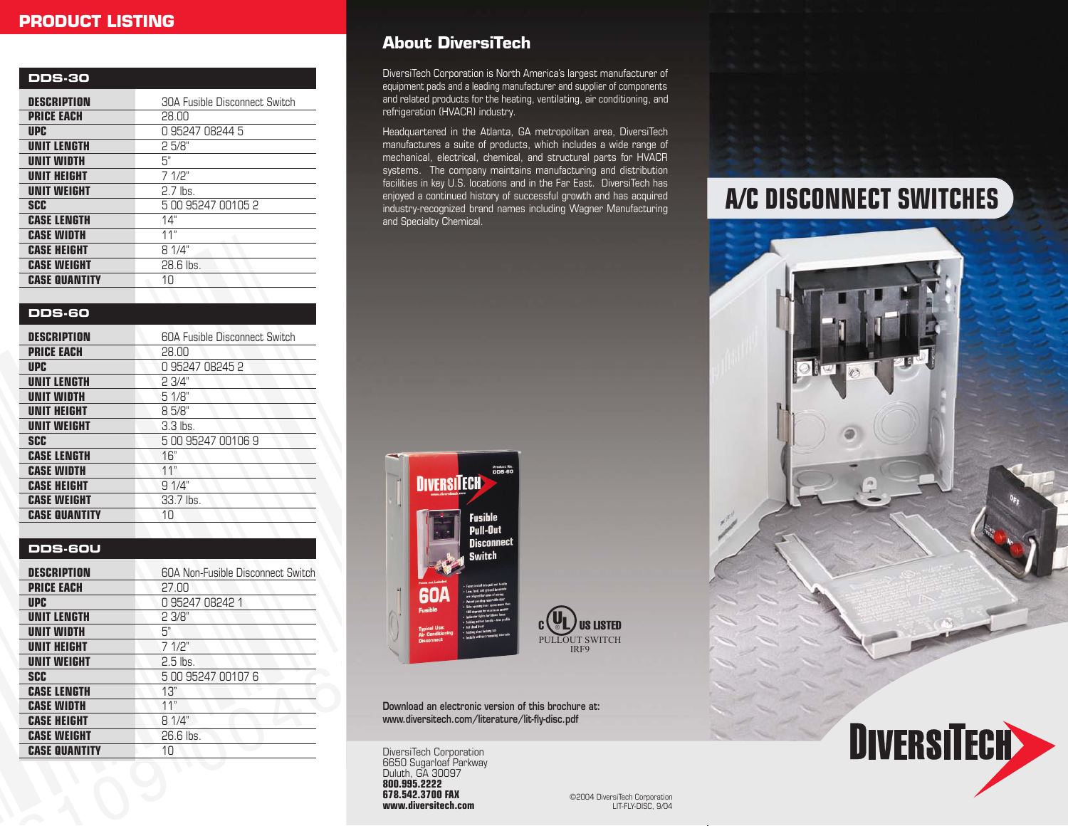# PRODUCT LISTING

## DDS-30

| | |
|---|---|
| DESCRIPTION | 30A Fusible Disconnect Switch |
| PRICE EACH | 28.00 |
| UPC | 0 95247 08244 5 |
| UNIT LENGTH | 2 5/8" |
| UNIT WIDTH | 5" |
| UNIT HEIGHT | 7 1/2" |
| UNIT WEIGHT | 2.7 lbs. |
| SCC | 5 00 95247 00105 2 |
| CASE LENGTH | 14" |
| CASE WIDTH | 11" |
| CASE HEIGHT | 8 1/4" |
| CASE WEIGHT | 28.6 lbs. |
| CASE QUANTITY | 10 |

## DDS-60

| | |
|---|---|
| DESCRIPTION | 60A Fusible Disconnect Switch |
| PRICE EACH | 28.00 |
| UPC | 0 95247 08245 2 |
| UNIT LENGTH | 2 3/4" |
| UNIT WIDTH | 5 1/8" |
| UNIT HEIGHT | 8 5/8" |
| UNIT WEIGHT | 3.3 lbs. |
| SCC | 5 00 95247 00106 9 |
| CASE LENGTH | 16" |
| CASE WIDTH | 11" |
| CASE HEIGHT | 9 1/4" |
| CASE WEIGHT | 33.7 lbs. |
| CASE QUANTITY | 10 |

## DDS-60U

| | |
|---|---|
| DESCRIPTION | 60A Non-Fusible Disconnect Switch |
| PRICE EACH | 27.00 |
| UPC | 0 95247 08242 1 |
| UNIT LENGTH | 2 3/8" |
| UNIT WIDTH | 5" |
| UNIT HEIGHT | 7 1/2" |
| UNIT WEIGHT | 2.5 lbs. |
| SCC | 5 00 95247 00107 6 |
| CASE LENGTH | 13" |
| CASE WIDTH | 11" |
| CASE HEIGHT | 8 1/4" |
| CASE WEIGHT | 26.6 lbs. |
| CASE QUANTITY | 10 |

## About DiversiTech

DiversiTech Corporation is North America's largest manufacturer of equipment pads and a leading manufacturer and supplier of components and related products for the heating, ventilating, air conditioning, and refrigeration (HVACR) industry.

Headquartered in the Atlanta, GA metropolitan area, DiversiTech manufactures a suite of products, which includes a wide range of mechanical, electrical, chemical, and structural parts for HVACR systems. The company maintains manufacturing and distribution facilities in key U.S. locations and in the Far East. DiversiTech has enjoyed a continued history of successful growth and has acquired industry-recognized brand names including Wagner Manufacturing and Specialty Chemical.

C UL US LISTED
PULLOUT SWITCH
IRF9

Download an electronic version of this brochure at:
www.diversitech.com/literature/lit-fly-disc.pdf

DiversiTech Corporation
6650 Sugarloaf Parkway
Duluth, GA 30097
**800.995.2222**
**678.542.3700 FAX**
**www.diversitech.com**

©2004 DiversiTech Corporation
LIT-FLY-DISC, 9/04

# A/C DISCONNECT SWITCHES

DIVERSITECH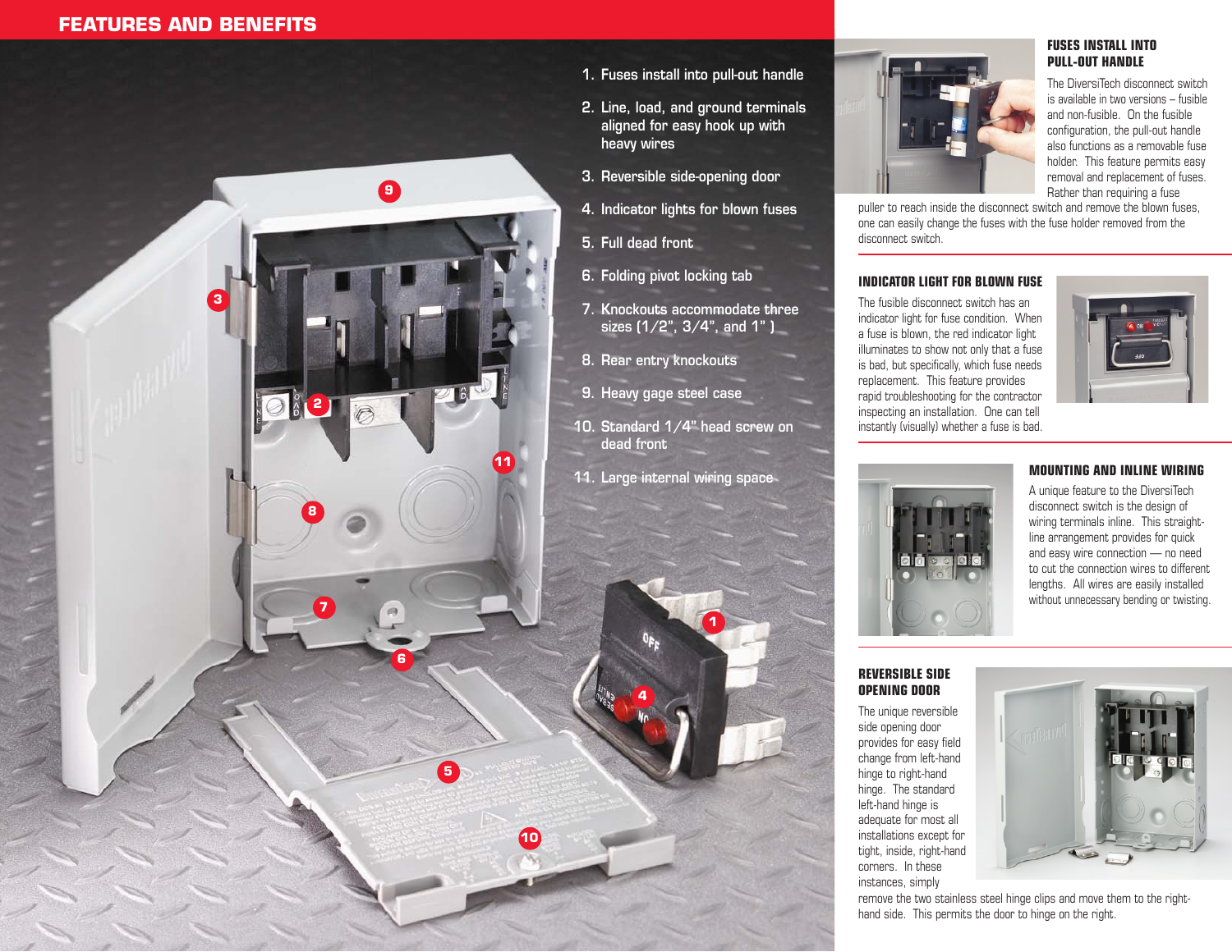# FEATURES AND BENEFITS

1. Fuses install into pull-out handle
2. Line, load, and ground terminals aligned for easy hook up with heavy wires
3. Reversible side-opening door
4. Indicator lights for blown fuses
5. Full dead front
6. Folding pivot locking tab
7. Knockouts accommodate three sizes (1/2", 3/4", and 1" )
8. Rear entry knockouts
9. Heavy gage steel case
10. Standard 1/4" head screw on dead front
11. Large internal wiring space

## FUSES INSTALL INTO PULL-OUT HANDLE

The DiversiTech disconnect switch is available in two versions – fusible and non-fusible. On the fusible configuration, the pull-out handle also functions as a removable fuse holder. This feature permits easy removal and replacement of fuses. Rather than requiring a fuse puller to reach inside the disconnect switch and remove the blown fuses, one can easily change the fuses with the fuse holder removed from the disconnect switch.

## INDICATOR LIGHT FOR BLOWN FUSE

The fusible disconnect switch has an indicator light for fuse condition. When a fuse is blown, the red indicator light illuminates to show not only that a fuse is bad, but specifically, which fuse needs replacement. This feature provides rapid troubleshooting for the contractor inspecting an installation. One can tell instantly (visually) whether a fuse is bad.

## MOUNTING AND INLINE WIRING

A unique feature to the DiversiTech disconnect switch is the design of wiring terminals inline. This straight-line arrangement provides for quick and easy wire connection — no need to cut the connection wires to different lengths. All wires are easily installed without unnecessary bending or twisting.

## REVERSIBLE SIDE OPENING DOOR

The unique reversible side opening door provides for easy field change from left-hand hinge to right-hand hinge. The standard left-hand hinge is adequate for most all installations except for tight, inside, right-hand corners. In these instances, simply remove the two stainless steel hinge clips and move them to the right-hand side. This permits the door to hinge on the right.